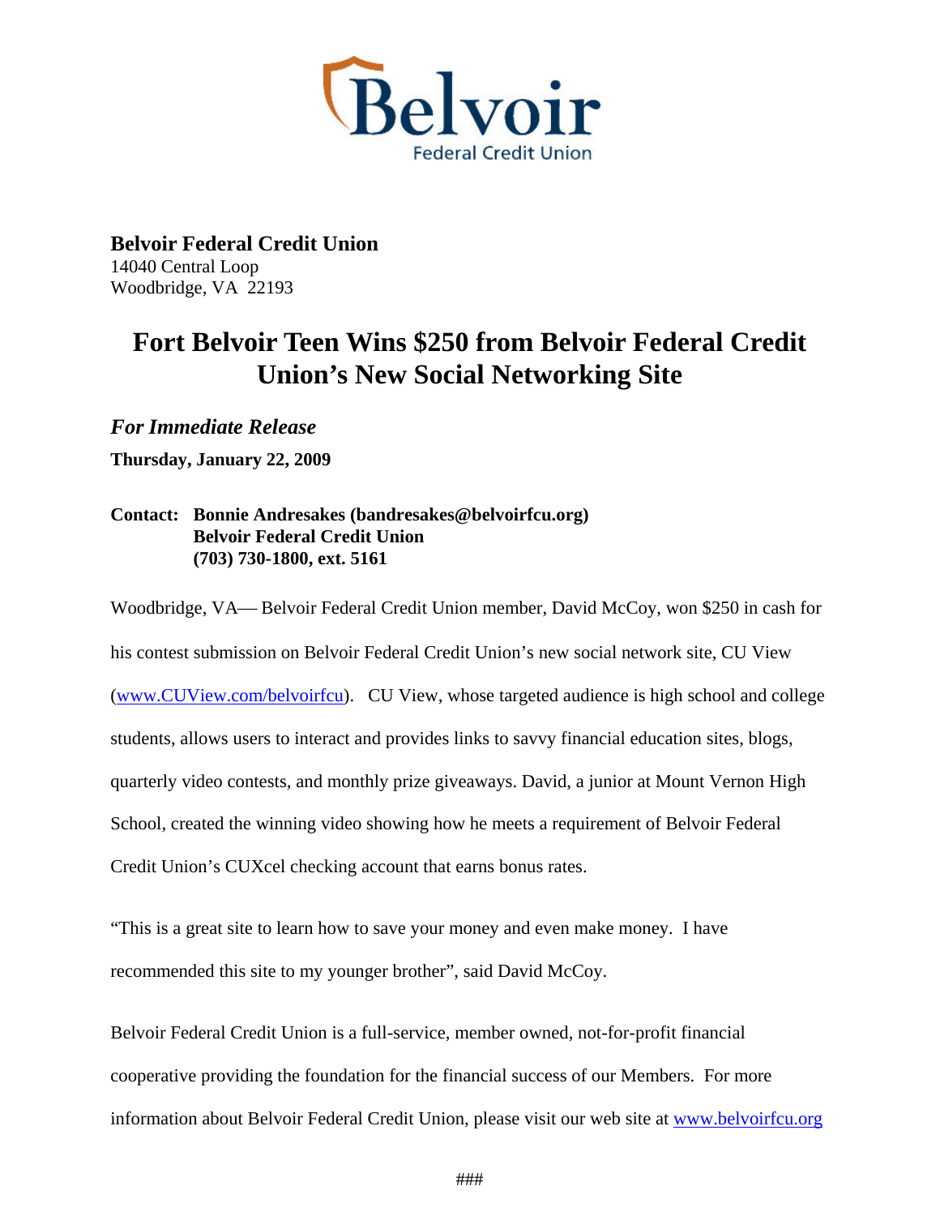Belvoir Federal Credit Union

**Belvoir Federal Credit Union**
14040 Central Loop
Woodbridge, VA 22193

# Fort Belvoir Teen Wins $250 from Belvoir Federal Credit Union's New Social Networking Site

***For Immediate Release***

**Thursday, January 22, 2009**

**Contact: Bonnie Andresakes (bandresakes@belvoirfcu.org)**
**Belvoir Federal Credit Union**
**(703) 730-1800, ext. 5161**

Woodbridge, VA— Belvoir Federal Credit Union member, David McCoy, won $250 in cash for his contest submission on Belvoir Federal Credit Union's new social network site, CU View (www.CUView.com/belvoirfcu). CU View, whose targeted audience is high school and college students, allows users to interact and provides links to savvy financial education sites, blogs, quarterly video contests, and monthly prize giveaways. David, a junior at Mount Vernon High School, created the winning video showing how he meets a requirement of Belvoir Federal Credit Union's CUXcel checking account that earns bonus rates.

"This is a great site to learn how to save your money and even make money. I have recommended this site to my younger brother", said David McCoy.

Belvoir Federal Credit Union is a full-service, member owned, not-for-profit financial cooperative providing the foundation for the financial success of our Members. For more information about Belvoir Federal Credit Union, please visit our web site at www.belvoirfcu.org

###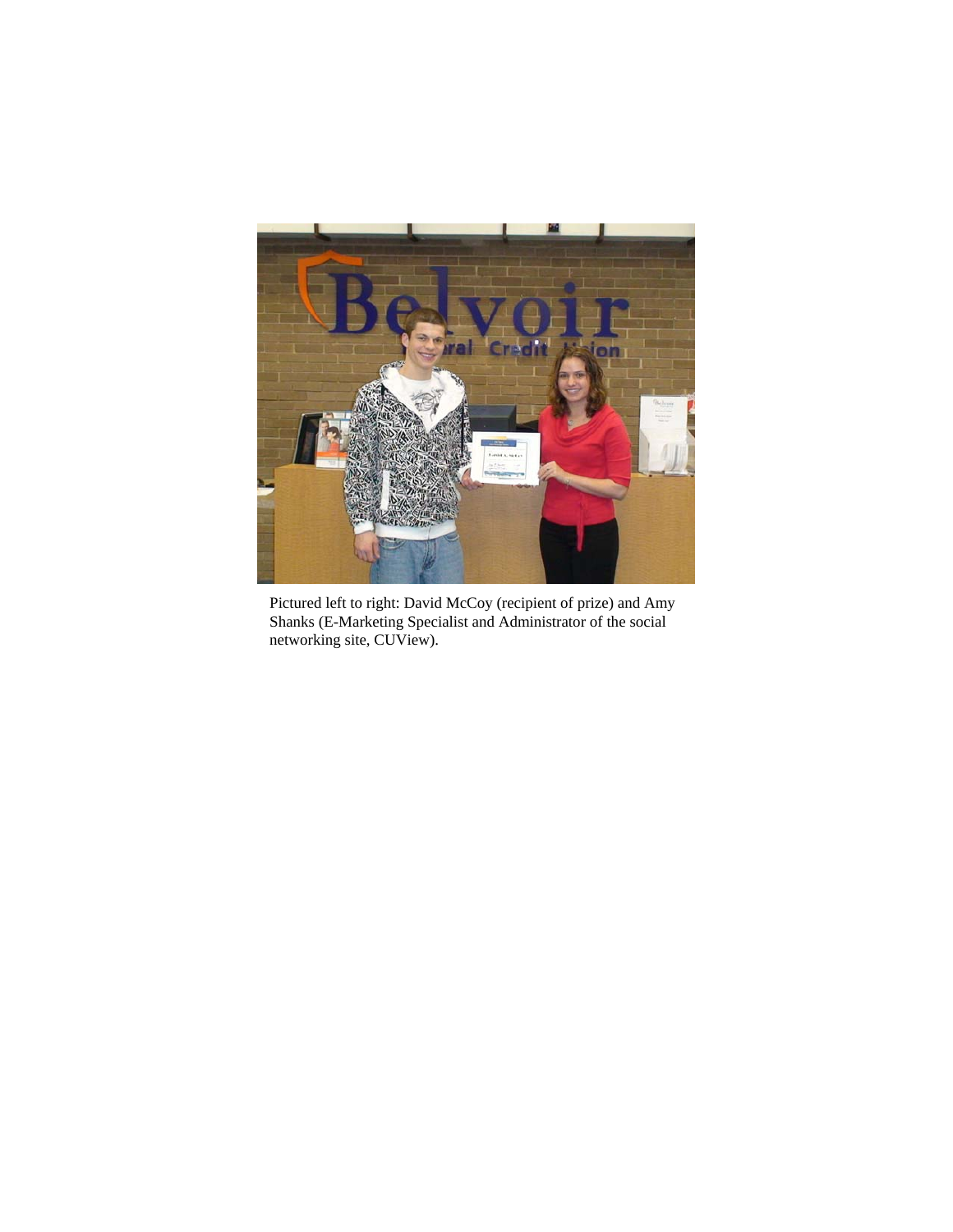Pictured left to right: David McCoy (recipient of prize) and Amy Shanks (E-Marketing Specialist and Administrator of the social networking site, CUView).